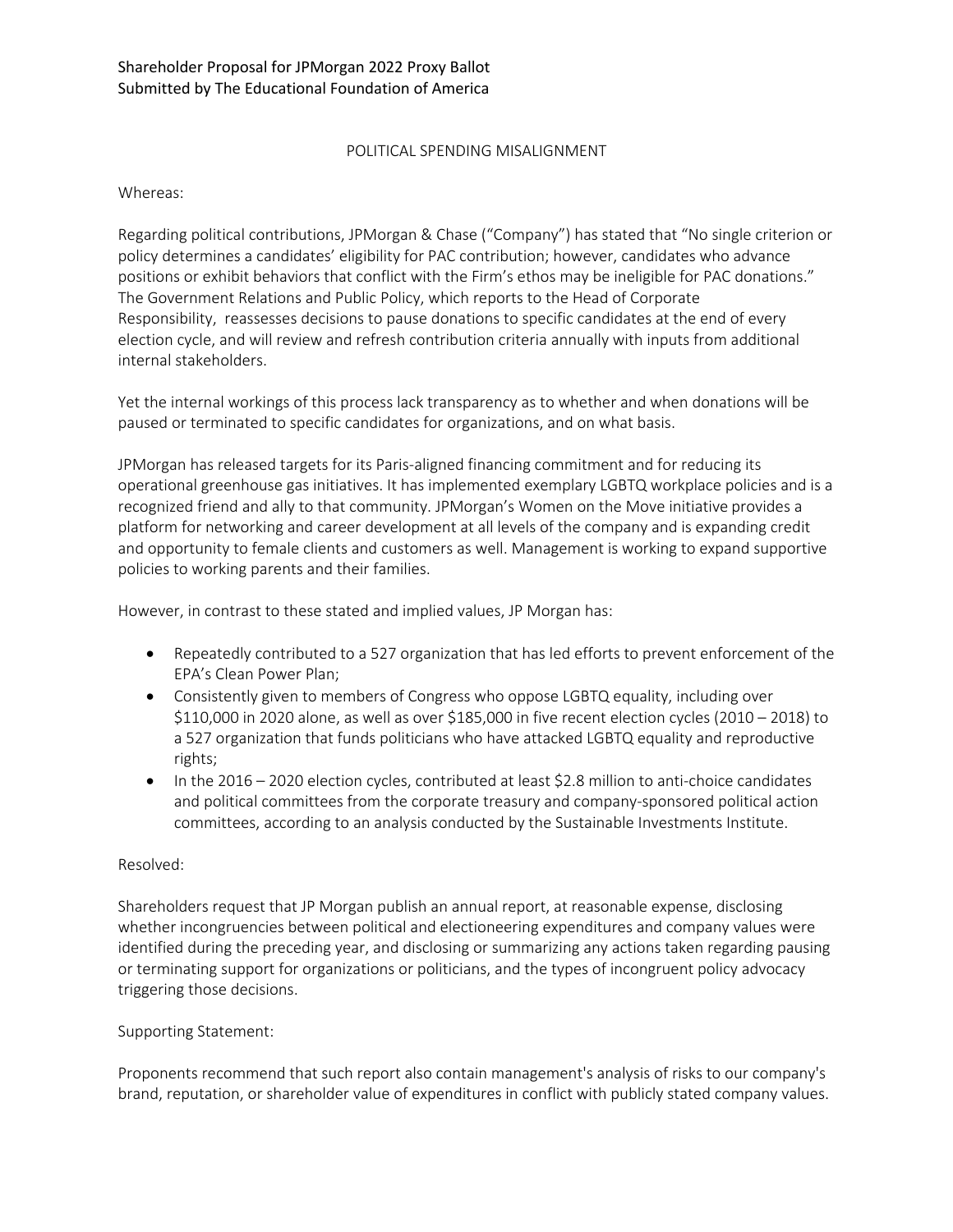Shareholder Proposal for JPMorgan 2022 Proxy Ballot
Submitted by The Educational Foundation of America

## POLITICAL SPENDING MISALIGNMENT

Whereas:

Regarding political contributions, JPMorgan & Chase ("Company") has stated that "No single criterion or policy determines a candidates' eligibility for PAC contribution; however, candidates who advance positions or exhibit behaviors that conflict with the Firm's ethos may be ineligible for PAC donations." The Government Relations and Public Policy, which reports to the Head of Corporate Responsibility, reassesses decisions to pause donations to specific candidates at the end of every election cycle, and will review and refresh contribution criteria annually with inputs from additional internal stakeholders.

Yet the internal workings of this process lack transparency as to whether and when donations will be paused or terminated to specific candidates for organizations, and on what basis.

JPMorgan has released targets for its Paris-aligned financing commitment and for reducing its operational greenhouse gas initiatives. It has implemented exemplary LGBTQ workplace policies and is a recognized friend and ally to that community. JPMorgan's Women on the Move initiative provides a platform for networking and career development at all levels of the company and is expanding credit and opportunity to female clients and customers as well. Management is working to expand supportive policies to working parents and their families.

However, in contrast to these stated and implied values, JP Morgan has:

- Repeatedly contributed to a 527 organization that has led efforts to prevent enforcement of the EPA's Clean Power Plan;
- Consistently given to members of Congress who oppose LGBTQ equality, including over \$110,000 in 2020 alone, as well as over \$185,000 in five recent election cycles (2010 – 2018) to a 527 organization that funds politicians who have attacked LGBTQ equality and reproductive rights;
- In the 2016 – 2020 election cycles, contributed at least \$2.8 million to anti-choice candidates and political committees from the corporate treasury and company-sponsored political action committees, according to an analysis conducted by the Sustainable Investments Institute.

Resolved:

Shareholders request that JP Morgan publish an annual report, at reasonable expense, disclosing whether incongruencies between political and electioneering expenditures and company values were identified during the preceding year, and disclosing or summarizing any actions taken regarding pausing or terminating support for organizations or politicians, and the types of incongruent policy advocacy triggering those decisions.

Supporting Statement:

Proponents recommend that such report also contain management's analysis of risks to our company's brand, reputation, or shareholder value of expenditures in conflict with publicly stated company values.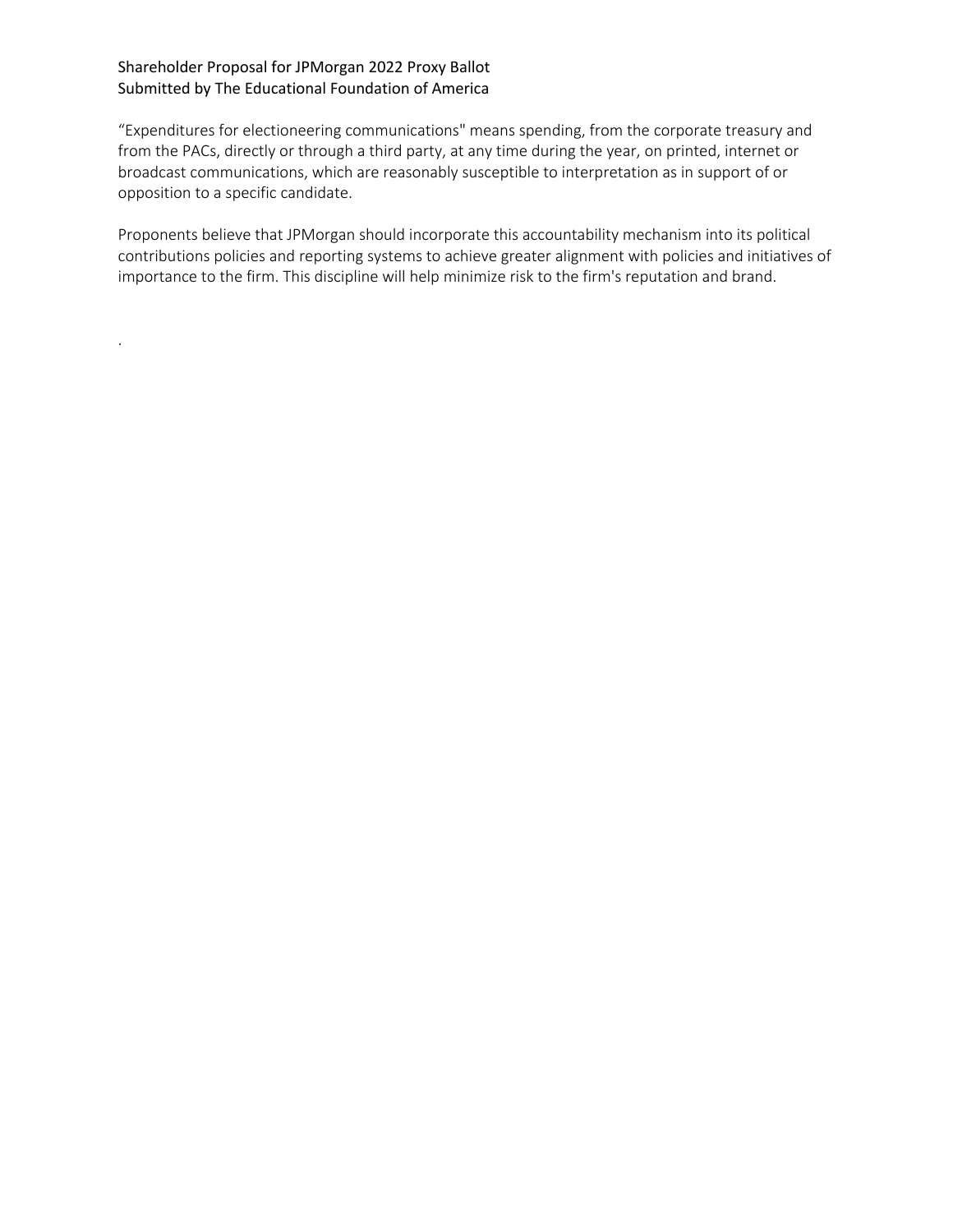Shareholder Proposal for JPMorgan 2022 Proxy Ballot
Submitted by The Educational Foundation of America

“Expenditures for electioneering communications" means spending, from the corporate treasury and from the PACs, directly or through a third party, at any time during the year, on printed, internet or broadcast communications, which are reasonably susceptible to interpretation as in support of or opposition to a specific candidate.

Proponents believe that JPMorgan should incorporate this accountability mechanism into its political contributions policies and reporting systems to achieve greater alignment with policies and initiatives of importance to the firm. This discipline will help minimize risk to the firm's reputation and brand.

.